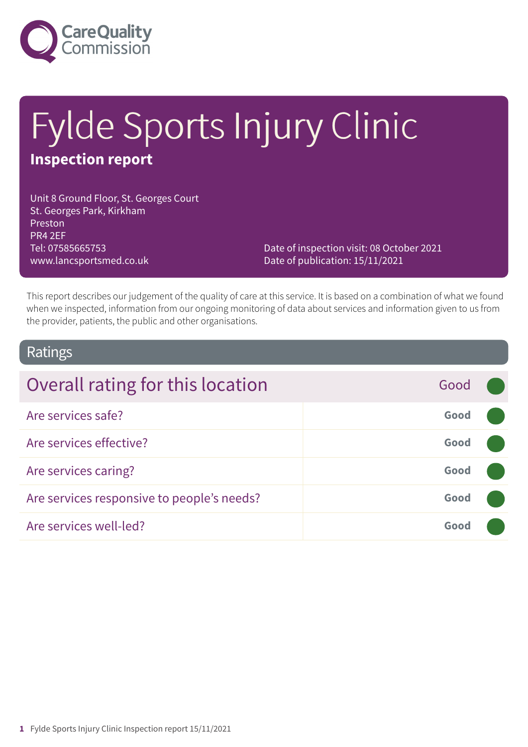# Fylde Sports Injury Clinic

**Inspection report**

Unit 8 Ground Floor, St. Georges Court
St. Georges Park, Kirkham
Preston
PR4 2EF
Tel: 07585665753
www.lancsportsmed.co.uk

Date of inspection visit: 08 October 2021
Date of publication: 15/11/2021

This report describes our judgement of the quality of care at this service. It is based on a combination of what we found when we inspected, information from our ongoing monitoring of data about services and information given to us from the provider, patients, the public and other organisations.

## Ratings

| Overall rating for this location | Good |
|---|---|
| Are services safe? | Good |
| Are services effective? | Good |
| Are services caring? | Good |
| Are services responsive to people's needs? | Good |
| Are services well-led? | Good |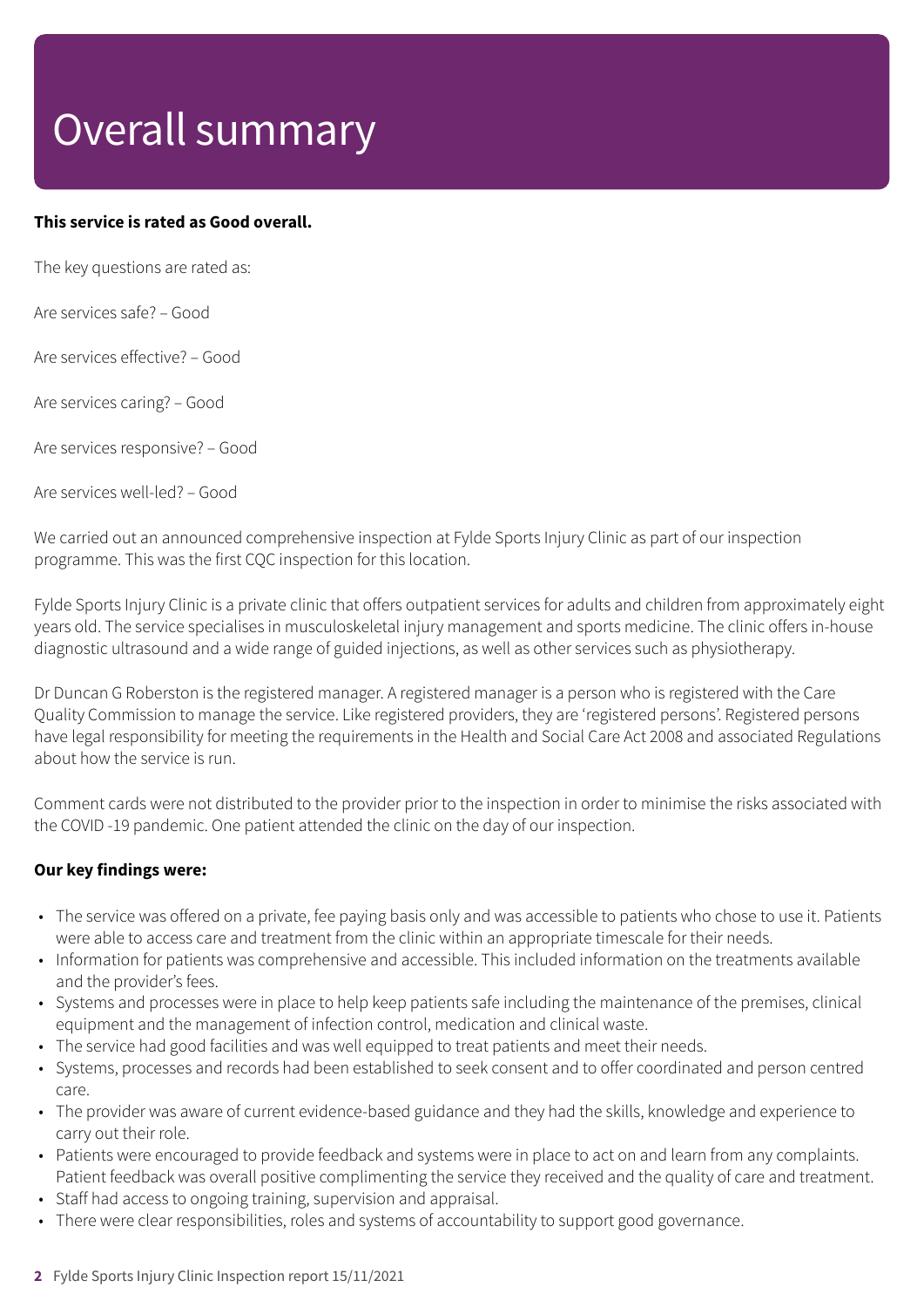# Overall summary

**This service is rated as Good overall.**

The key questions are rated as:

Are services safe? – Good

Are services effective? – Good

Are services caring? – Good

Are services responsive? – Good

Are services well-led? – Good

We carried out an announced comprehensive inspection at Fylde Sports Injury Clinic as part of our inspection programme. This was the first CQC inspection for this location.

Fylde Sports Injury Clinic is a private clinic that offers outpatient services for adults and children from approximately eight years old. The service specialises in musculoskeletal injury management and sports medicine. The clinic offers in-house diagnostic ultrasound and a wide range of guided injections, as well as other services such as physiotherapy.

Dr Duncan G Roberston is the registered manager. A registered manager is a person who is registered with the Care Quality Commission to manage the service. Like registered providers, they are 'registered persons'. Registered persons have legal responsibility for meeting the requirements in the Health and Social Care Act 2008 and associated Regulations about how the service is run.

Comment cards were not distributed to the provider prior to the inspection in order to minimise the risks associated with the COVID -19 pandemic. One patient attended the clinic on the day of our inspection.

**Our key findings were:**

- The service was offered on a private, fee paying basis only and was accessible to patients who chose to use it. Patients were able to access care and treatment from the clinic within an appropriate timescale for their needs.
- Information for patients was comprehensive and accessible. This included information on the treatments available and the provider's fees.
- Systems and processes were in place to help keep patients safe including the maintenance of the premises, clinical equipment and the management of infection control, medication and clinical waste.
- The service had good facilities and was well equipped to treat patients and meet their needs.
- Systems, processes and records had been established to seek consent and to offer coordinated and person centred care.
- The provider was aware of current evidence-based guidance and they had the skills, knowledge and experience to carry out their role.
- Patients were encouraged to provide feedback and systems were in place to act on and learn from any complaints. Patient feedback was overall positive complimenting the service they received and the quality of care and treatment.
- Staff had access to ongoing training, supervision and appraisal.
- There were clear responsibilities, roles and systems of accountability to support good governance.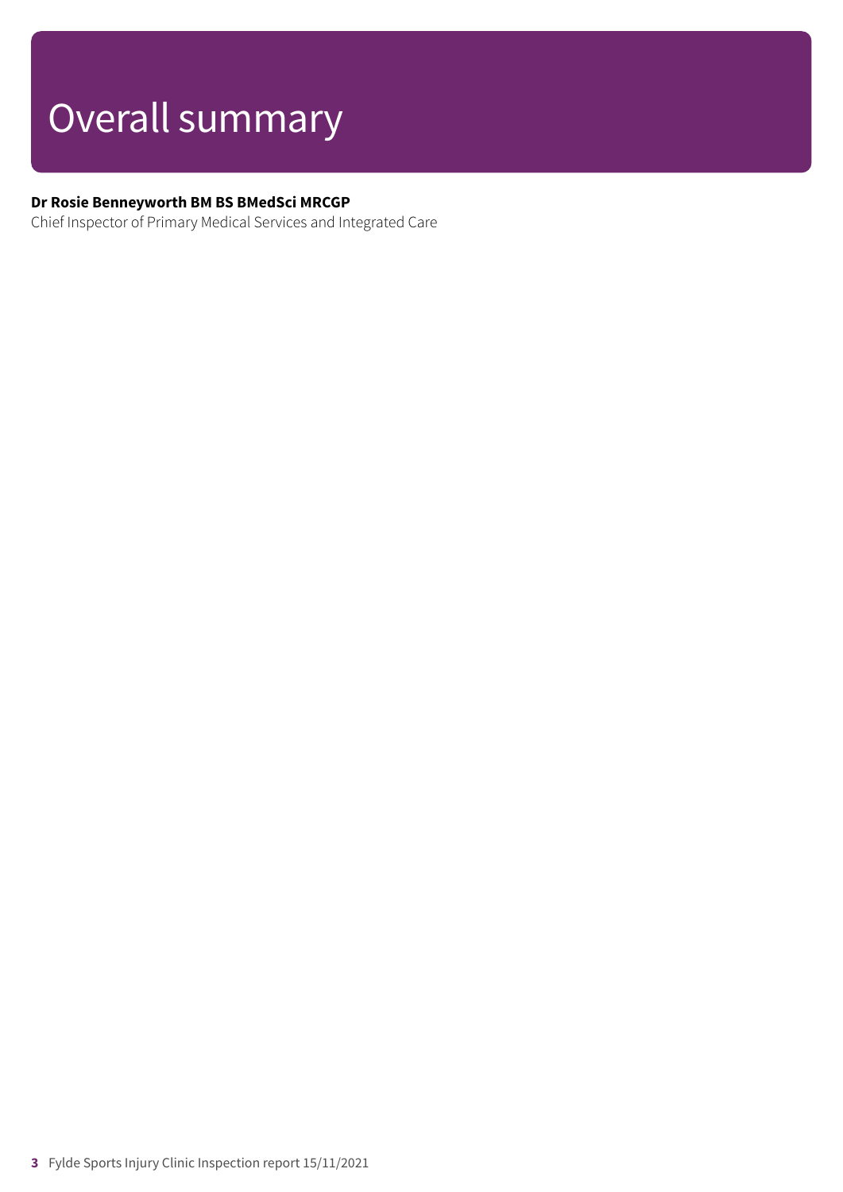# Overall summary

**Dr Rosie Benneyworth BM BS BMedSci MRCGP**
Chief Inspector of Primary Medical Services and Integrated Care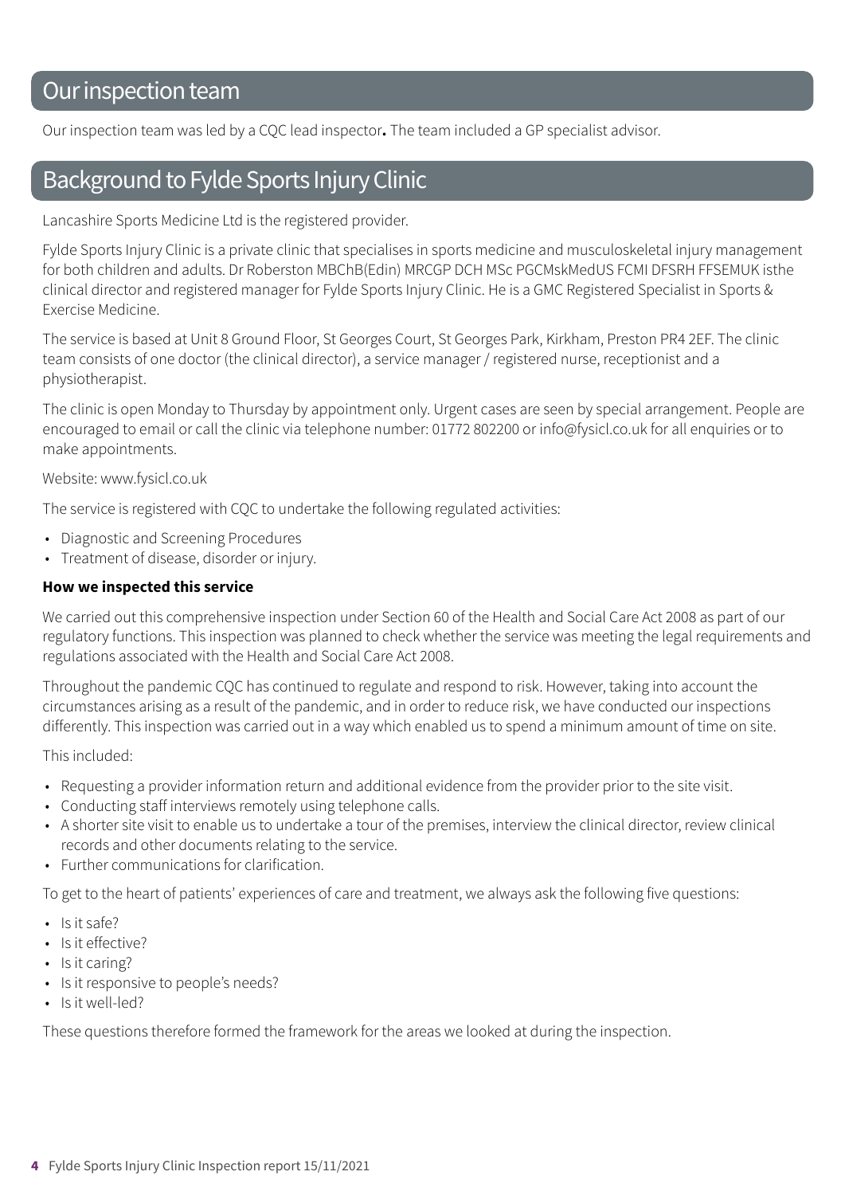## Our inspection team

Our inspection team was led by a CQC lead inspector**.** The team included a GP specialist advisor.

## Background to Fylde Sports Injury Clinic

Lancashire Sports Medicine Ltd is the registered provider.

Fylde Sports Injury Clinic is a private clinic that specialises in sports medicine and musculoskeletal injury management for both children and adults. Dr Roberston MBChB(Edin) MRCGP DCH MSc PGCMskMedUS FCMI DFSRH FFSEMUK isthe clinical director and registered manager for Fylde Sports Injury Clinic. He is a GMC Registered Specialist in Sports & Exercise Medicine.

The service is based at Unit 8 Ground Floor, St Georges Court, St Georges Park, Kirkham, Preston PR4 2EF. The clinic team consists of one doctor (the clinical director), a service manager / registered nurse, receptionist and a physiotherapist.

The clinic is open Monday to Thursday by appointment only. Urgent cases are seen by special arrangement. People are encouraged to email or call the clinic via telephone number: 01772 802200 or info@fysicl.co.uk for all enquiries or to make appointments.

Website: www.fysicl.co.uk

The service is registered with CQC to undertake the following regulated activities:

- Diagnostic and Screening Procedures
- Treatment of disease, disorder or injury.

**How we inspected this service**

We carried out this comprehensive inspection under Section 60 of the Health and Social Care Act 2008 as part of our regulatory functions. This inspection was planned to check whether the service was meeting the legal requirements and regulations associated with the Health and Social Care Act 2008.

Throughout the pandemic CQC has continued to regulate and respond to risk. However, taking into account the circumstances arising as a result of the pandemic, and in order to reduce risk, we have conducted our inspections differently. This inspection was carried out in a way which enabled us to spend a minimum amount of time on site.

This included:

- Requesting a provider information return and additional evidence from the provider prior to the site visit.
- Conducting staff interviews remotely using telephone calls.
- A shorter site visit to enable us to undertake a tour of the premises, interview the clinical director, review clinical records and other documents relating to the service.
- Further communications for clarification.

To get to the heart of patients' experiences of care and treatment, we always ask the following five questions:

- Is it safe?
- Is it effective?
- Is it caring?
- Is it responsive to people's needs?
- Is it well-led?

These questions therefore formed the framework for the areas we looked at during the inspection.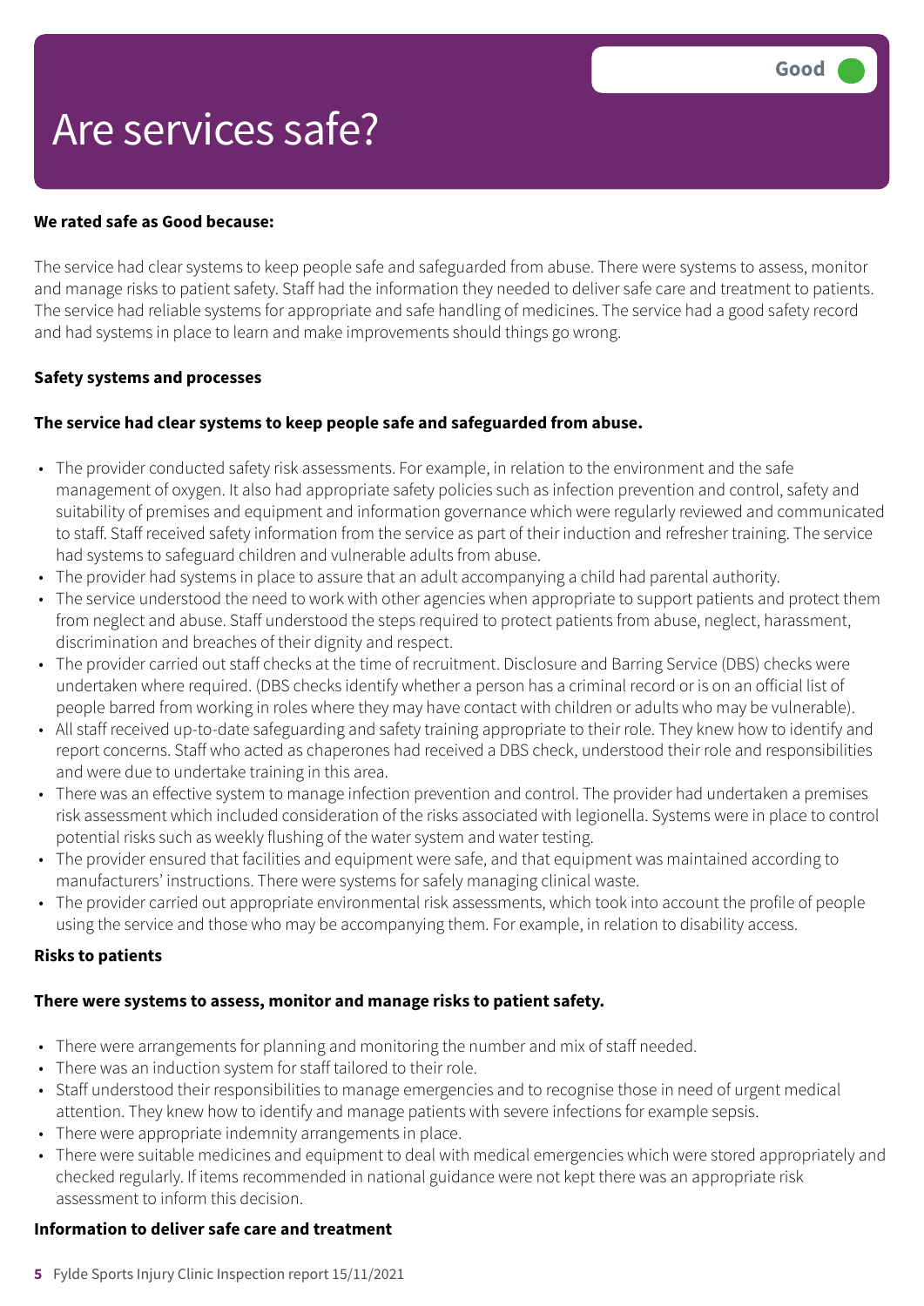# Are services safe?

**Good**

**We rated safe as Good because:**

The service had clear systems to keep people safe and safeguarded from abuse. There were systems to assess, monitor and manage risks to patient safety. Staff had the information they needed to deliver safe care and treatment to patients. The service had reliable systems for appropriate and safe handling of medicines. The service had a good safety record and had systems in place to learn and make improvements should things go wrong.

**Safety systems and processes**

**The service had clear systems to keep people safe and safeguarded from abuse.**

- The provider conducted safety risk assessments. For example, in relation to the environment and the safe management of oxygen. It also had appropriate safety policies such as infection prevention and control, safety and suitability of premises and equipment and information governance which were regularly reviewed and communicated to staff. Staff received safety information from the service as part of their induction and refresher training. The service had systems to safeguard children and vulnerable adults from abuse.
- The provider had systems in place to assure that an adult accompanying a child had parental authority.
- The service understood the need to work with other agencies when appropriate to support patients and protect them from neglect and abuse. Staff understood the steps required to protect patients from abuse, neglect, harassment, discrimination and breaches of their dignity and respect.
- The provider carried out staff checks at the time of recruitment. Disclosure and Barring Service (DBS) checks were undertaken where required. (DBS checks identify whether a person has a criminal record or is on an official list of people barred from working in roles where they may have contact with children or adults who may be vulnerable).
- All staff received up-to-date safeguarding and safety training appropriate to their role. They knew how to identify and report concerns. Staff who acted as chaperones had received a DBS check, understood their role and responsibilities and were due to undertake training in this area.
- There was an effective system to manage infection prevention and control. The provider had undertaken a premises risk assessment which included consideration of the risks associated with legionella. Systems were in place to control potential risks such as weekly flushing of the water system and water testing.
- The provider ensured that facilities and equipment were safe, and that equipment was maintained according to manufacturers' instructions. There were systems for safely managing clinical waste.
- The provider carried out appropriate environmental risk assessments, which took into account the profile of people using the service and those who may be accompanying them. For example, in relation to disability access.

**Risks to patients**

**There were systems to assess, monitor and manage risks to patient safety.**

- There were arrangements for planning and monitoring the number and mix of staff needed.
- There was an induction system for staff tailored to their role.
- Staff understood their responsibilities to manage emergencies and to recognise those in need of urgent medical attention. They knew how to identify and manage patients with severe infections for example sepsis.
- There were appropriate indemnity arrangements in place.
- There were suitable medicines and equipment to deal with medical emergencies which were stored appropriately and checked regularly. If items recommended in national guidance were not kept there was an appropriate risk assessment to inform this decision.

**Information to deliver safe care and treatment**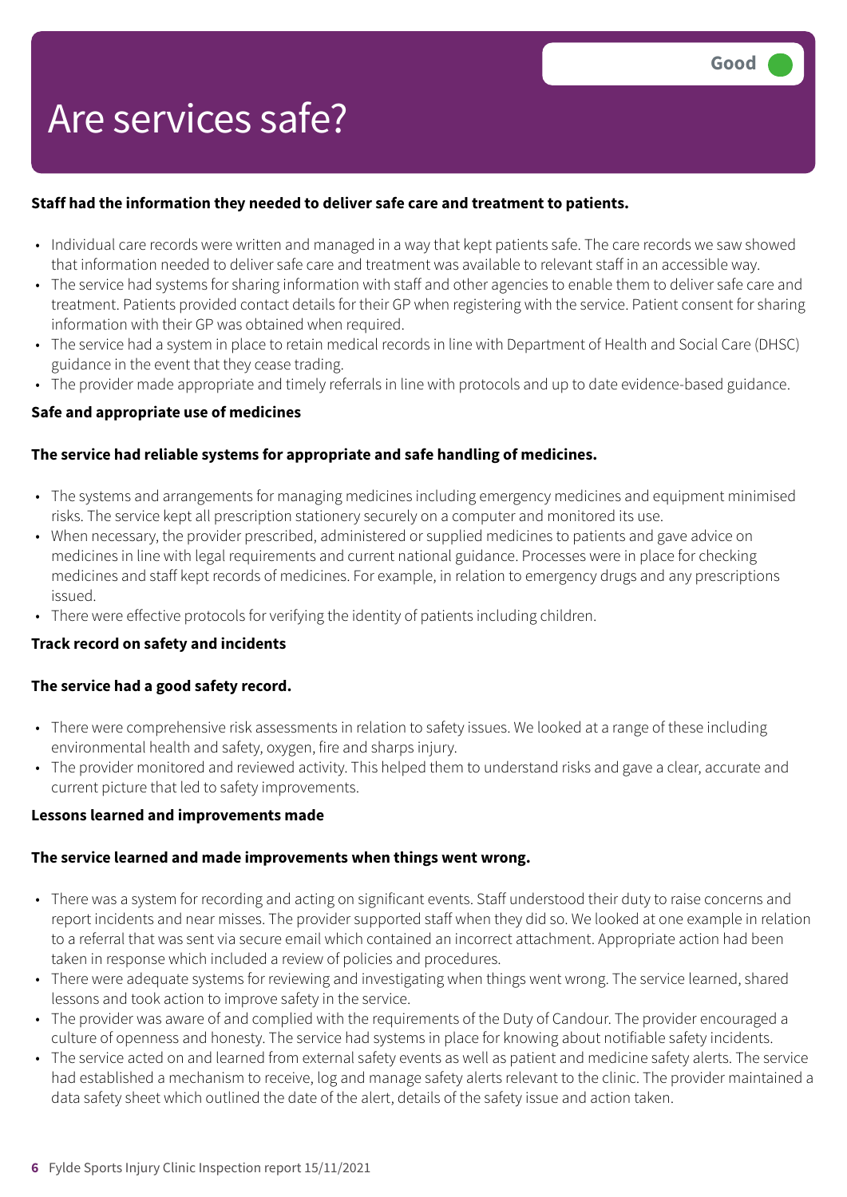# Are services safe?

**Good**

**Staff had the information they needed to deliver safe care and treatment to patients.**

- Individual care records were written and managed in a way that kept patients safe. The care records we saw showed that information needed to deliver safe care and treatment was available to relevant staff in an accessible way.
- The service had systems for sharing information with staff and other agencies to enable them to deliver safe care and treatment. Patients provided contact details for their GP when registering with the service. Patient consent for sharing information with their GP was obtained when required.
- The service had a system in place to retain medical records in line with Department of Health and Social Care (DHSC) guidance in the event that they cease trading.
- The provider made appropriate and timely referrals in line with protocols and up to date evidence-based guidance.

**Safe and appropriate use of medicines**

**The service had reliable systems for appropriate and safe handling of medicines.**

- The systems and arrangements for managing medicines including emergency medicines and equipment minimised risks. The service kept all prescription stationery securely on a computer and monitored its use.
- When necessary, the provider prescribed, administered or supplied medicines to patients and gave advice on medicines in line with legal requirements and current national guidance. Processes were in place for checking medicines and staff kept records of medicines. For example, in relation to emergency drugs and any prescriptions issued.
- There were effective protocols for verifying the identity of patients including children.

**Track record on safety and incidents**

**The service had a good safety record.**

- There were comprehensive risk assessments in relation to safety issues. We looked at a range of these including environmental health and safety, oxygen, fire and sharps injury.
- The provider monitored and reviewed activity. This helped them to understand risks and gave a clear, accurate and current picture that led to safety improvements.

**Lessons learned and improvements made**

**The service learned and made improvements when things went wrong.**

- There was a system for recording and acting on significant events. Staff understood their duty to raise concerns and report incidents and near misses. The provider supported staff when they did so. We looked at one example in relation to a referral that was sent via secure email which contained an incorrect attachment. Appropriate action had been taken in response which included a review of policies and procedures.
- There were adequate systems for reviewing and investigating when things went wrong. The service learned, shared lessons and took action to improve safety in the service.
- The provider was aware of and complied with the requirements of the Duty of Candour. The provider encouraged a culture of openness and honesty. The service had systems in place for knowing about notifiable safety incidents.
- The service acted on and learned from external safety events as well as patient and medicine safety alerts. The service had established a mechanism to receive, log and manage safety alerts relevant to the clinic. The provider maintained a data safety sheet which outlined the date of the alert, details of the safety issue and action taken.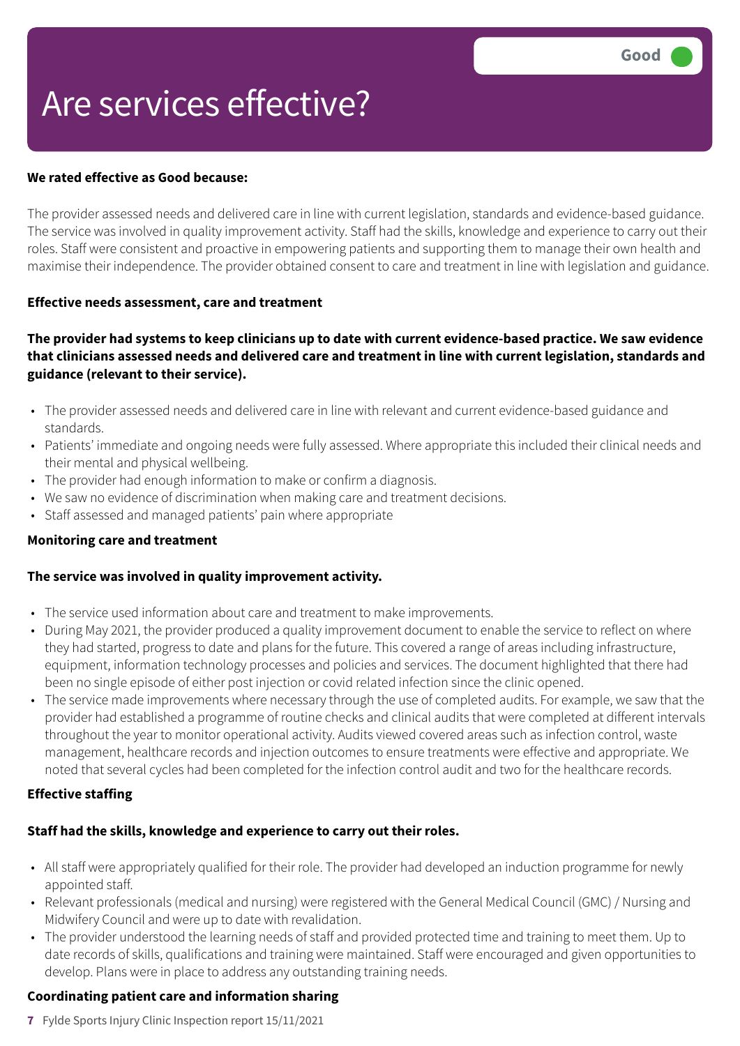# Are services effective?

Good

**We rated effective as Good because:**

The provider assessed needs and delivered care in line with current legislation, standards and evidence-based guidance. The service was involved in quality improvement activity. Staff had the skills, knowledge and experience to carry out their roles. Staff were consistent and proactive in empowering patients and supporting them to manage their own health and maximise their independence. The provider obtained consent to care and treatment in line with legislation and guidance.

**Effective needs assessment, care and treatment**

**The provider had systems to keep clinicians up to date with current evidence-based practice. We saw evidence that clinicians assessed needs and delivered care and treatment in line with current legislation, standards and guidance (relevant to their service).**

- The provider assessed needs and delivered care in line with relevant and current evidence-based guidance and standards.
- Patients' immediate and ongoing needs were fully assessed. Where appropriate this included their clinical needs and their mental and physical wellbeing.
- The provider had enough information to make or confirm a diagnosis.
- We saw no evidence of discrimination when making care and treatment decisions.
- Staff assessed and managed patients' pain where appropriate

**Monitoring care and treatment**

**The service was involved in quality improvement activity.**

- The service used information about care and treatment to make improvements.
- During May 2021, the provider produced a quality improvement document to enable the service to reflect on where they had started, progress to date and plans for the future. This covered a range of areas including infrastructure, equipment, information technology processes and policies and services. The document highlighted that there had been no single episode of either post injection or covid related infection since the clinic opened.
- The service made improvements where necessary through the use of completed audits. For example, we saw that the provider had established a programme of routine checks and clinical audits that were completed at different intervals throughout the year to monitor operational activity. Audits viewed covered areas such as infection control, waste management, healthcare records and injection outcomes to ensure treatments were effective and appropriate. We noted that several cycles had been completed for the infection control audit and two for the healthcare records.

**Effective staffing**

**Staff had the skills, knowledge and experience to carry out their roles.**

- All staff were appropriately qualified for their role. The provider had developed an induction programme for newly appointed staff.
- Relevant professionals (medical and nursing) were registered with the General Medical Council (GMC) / Nursing and Midwifery Council and were up to date with revalidation.
- The provider understood the learning needs of staff and provided protected time and training to meet them. Up to date records of skills, qualifications and training were maintained. Staff were encouraged and given opportunities to develop. Plans were in place to address any outstanding training needs.

**Coordinating patient care and information sharing**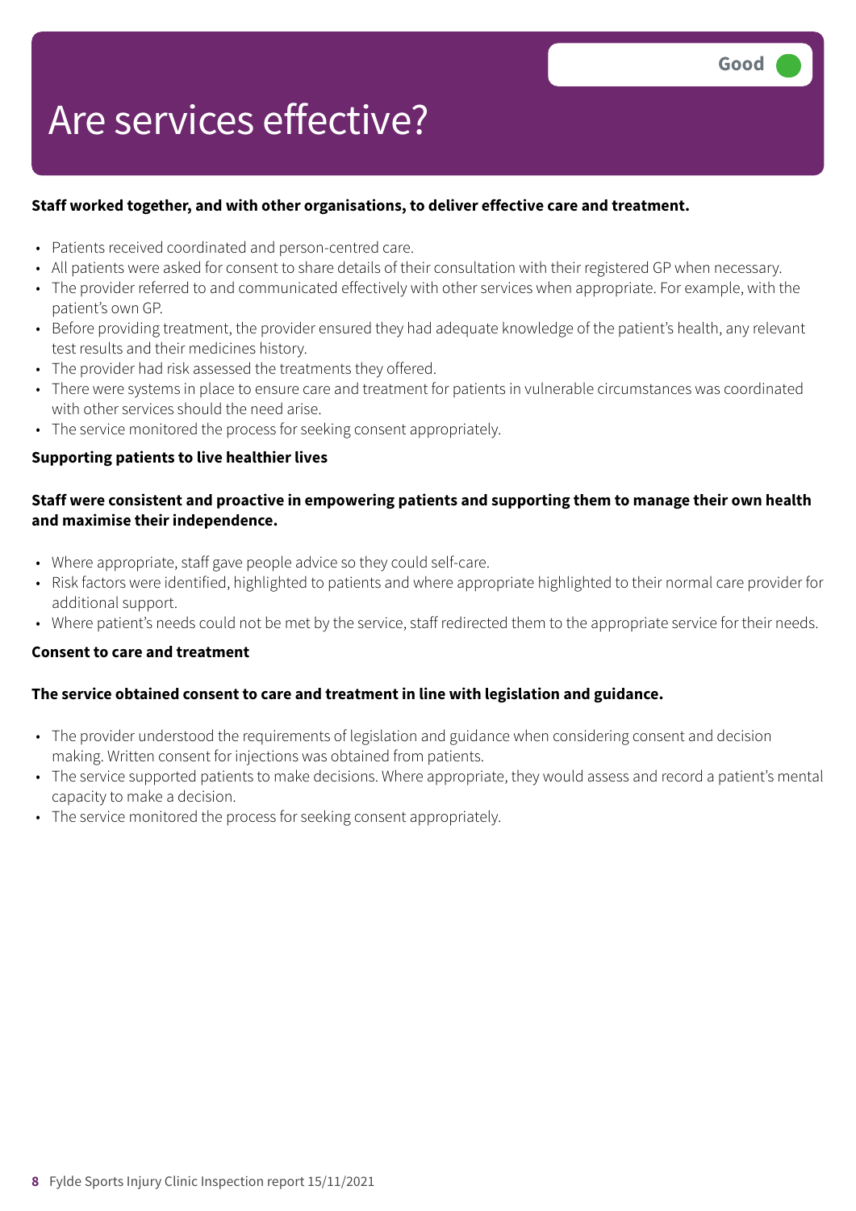# Are services effective?

**Good**

**Staff worked together, and with other organisations, to deliver effective care and treatment.**

- Patients received coordinated and person-centred care.
- All patients were asked for consent to share details of their consultation with their registered GP when necessary.
- The provider referred to and communicated effectively with other services when appropriate. For example, with the patient's own GP.
- Before providing treatment, the provider ensured they had adequate knowledge of the patient's health, any relevant test results and their medicines history.
- The provider had risk assessed the treatments they offered.
- There were systems in place to ensure care and treatment for patients in vulnerable circumstances was coordinated with other services should the need arise.
- The service monitored the process for seeking consent appropriately.

**Supporting patients to live healthier lives**

**Staff were consistent and proactive in empowering patients and supporting them to manage their own health and maximise their independence.**

- Where appropriate, staff gave people advice so they could self-care.
- Risk factors were identified, highlighted to patients and where appropriate highlighted to their normal care provider for additional support.
- Where patient's needs could not be met by the service, staff redirected them to the appropriate service for their needs.

**Consent to care and treatment**

**The service obtained consent to care and treatment in line with legislation and guidance.**

- The provider understood the requirements of legislation and guidance when considering consent and decision making. Written consent for injections was obtained from patients.
- The service supported patients to make decisions. Where appropriate, they would assess and record a patient's mental capacity to make a decision.
- The service monitored the process for seeking consent appropriately.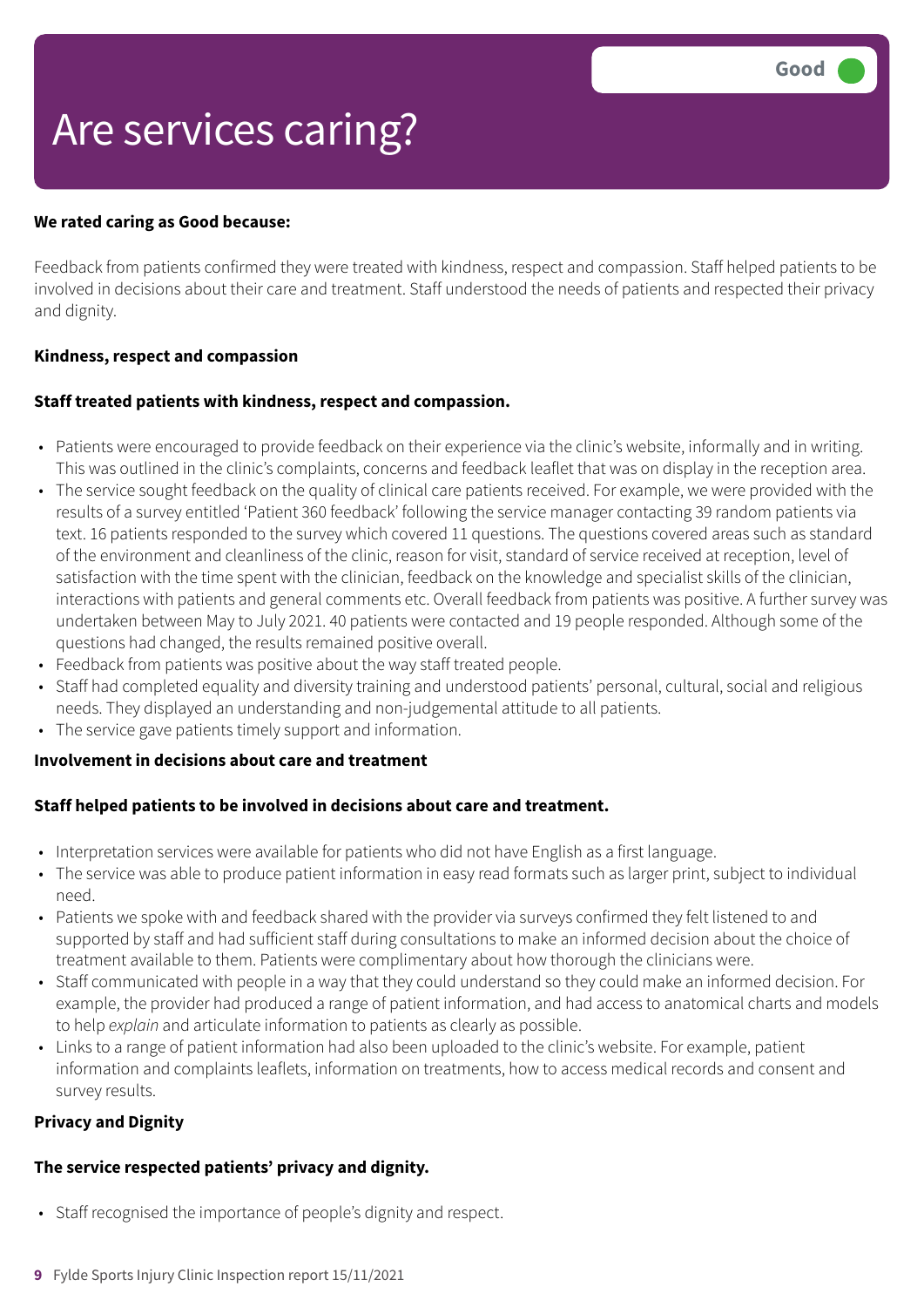# Are services caring?

**Good**

**We rated caring as Good because:**

Feedback from patients confirmed they were treated with kindness, respect and compassion. Staff helped patients to be involved in decisions about their care and treatment. Staff understood the needs of patients and respected their privacy and dignity.

**Kindness, respect and compassion**

**Staff treated patients with kindness, respect and compassion.**

- Patients were encouraged to provide feedback on their experience via the clinic's website, informally and in writing. This was outlined in the clinic's complaints, concerns and feedback leaflet that was on display in the reception area.
- The service sought feedback on the quality of clinical care patients received. For example, we were provided with the results of a survey entitled 'Patient 360 feedback' following the service manager contacting 39 random patients via text. 16 patients responded to the survey which covered 11 questions. The questions covered areas such as standard of the environment and cleanliness of the clinic, reason for visit, standard of service received at reception, level of satisfaction with the time spent with the clinician, feedback on the knowledge and specialist skills of the clinician, interactions with patients and general comments etc. Overall feedback from patients was positive. A further survey was undertaken between May to July 2021. 40 patients were contacted and 19 people responded. Although some of the questions had changed, the results remained positive overall.
- Feedback from patients was positive about the way staff treated people.
- Staff had completed equality and diversity training and understood patients' personal, cultural, social and religious needs. They displayed an understanding and non-judgemental attitude to all patients.
- The service gave patients timely support and information.

**Involvement in decisions about care and treatment**

**Staff helped patients to be involved in decisions about care and treatment.**

- Interpretation services were available for patients who did not have English as a first language.
- The service was able to produce patient information in easy read formats such as larger print, subject to individual need.
- Patients we spoke with and feedback shared with the provider via surveys confirmed they felt listened to and supported by staff and had sufficient staff during consultations to make an informed decision about the choice of treatment available to them. Patients were complimentary about how thorough the clinicians were.
- Staff communicated with people in a way that they could understand so they could make an informed decision. For example, the provider had produced a range of patient information, and had access to anatomical charts and models to help *explain* and articulate information to patients as clearly as possible.
- Links to a range of patient information had also been uploaded to the clinic's website. For example, patient information and complaints leaflets, information on treatments, how to access medical records and consent and survey results.

**Privacy and Dignity**

**The service respected patients' privacy and dignity.**

- Staff recognised the importance of people's dignity and respect.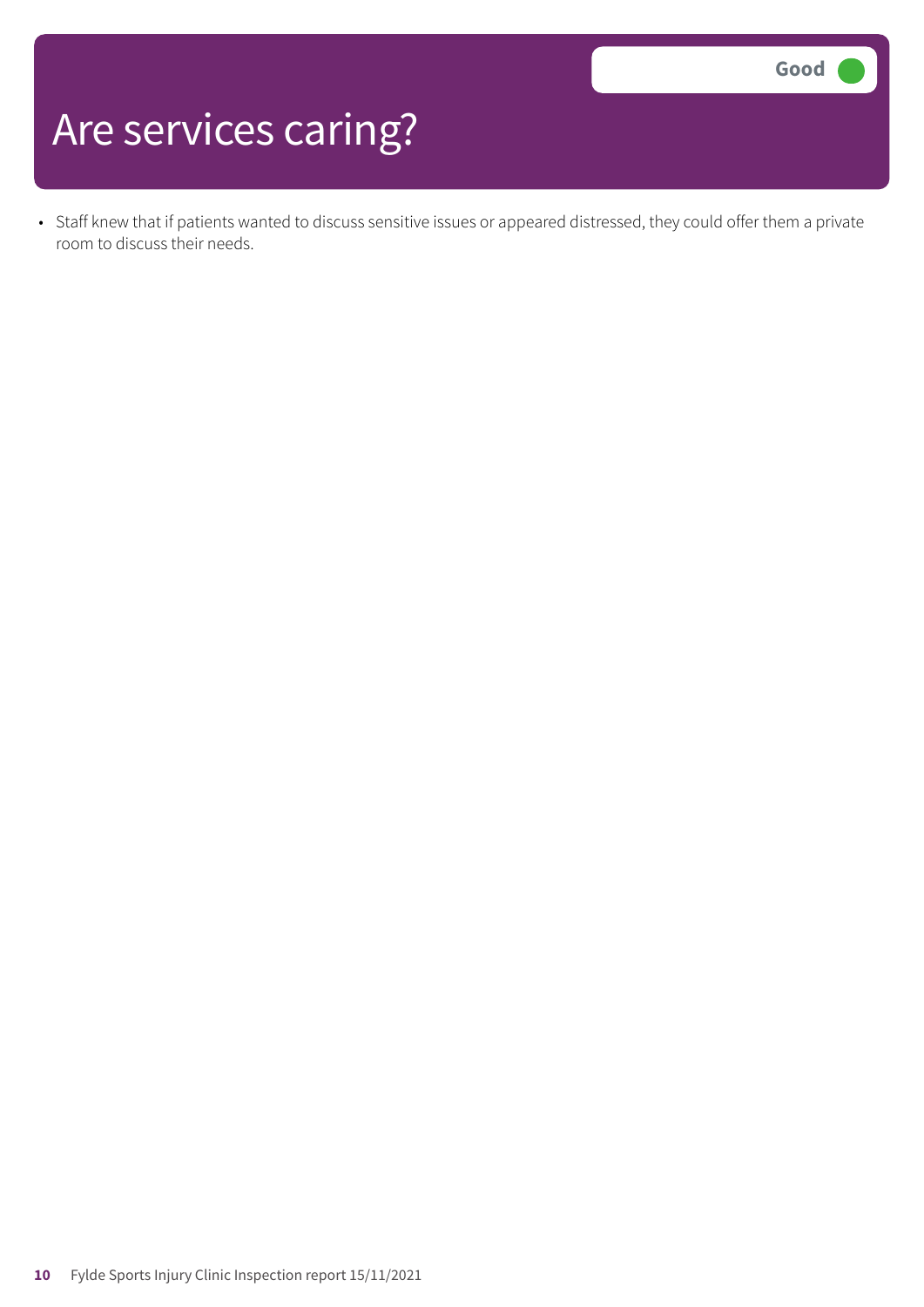# Are services caring?

Good

- Staff knew that if patients wanted to discuss sensitive issues or appeared distressed, they could offer them a private room to discuss their needs.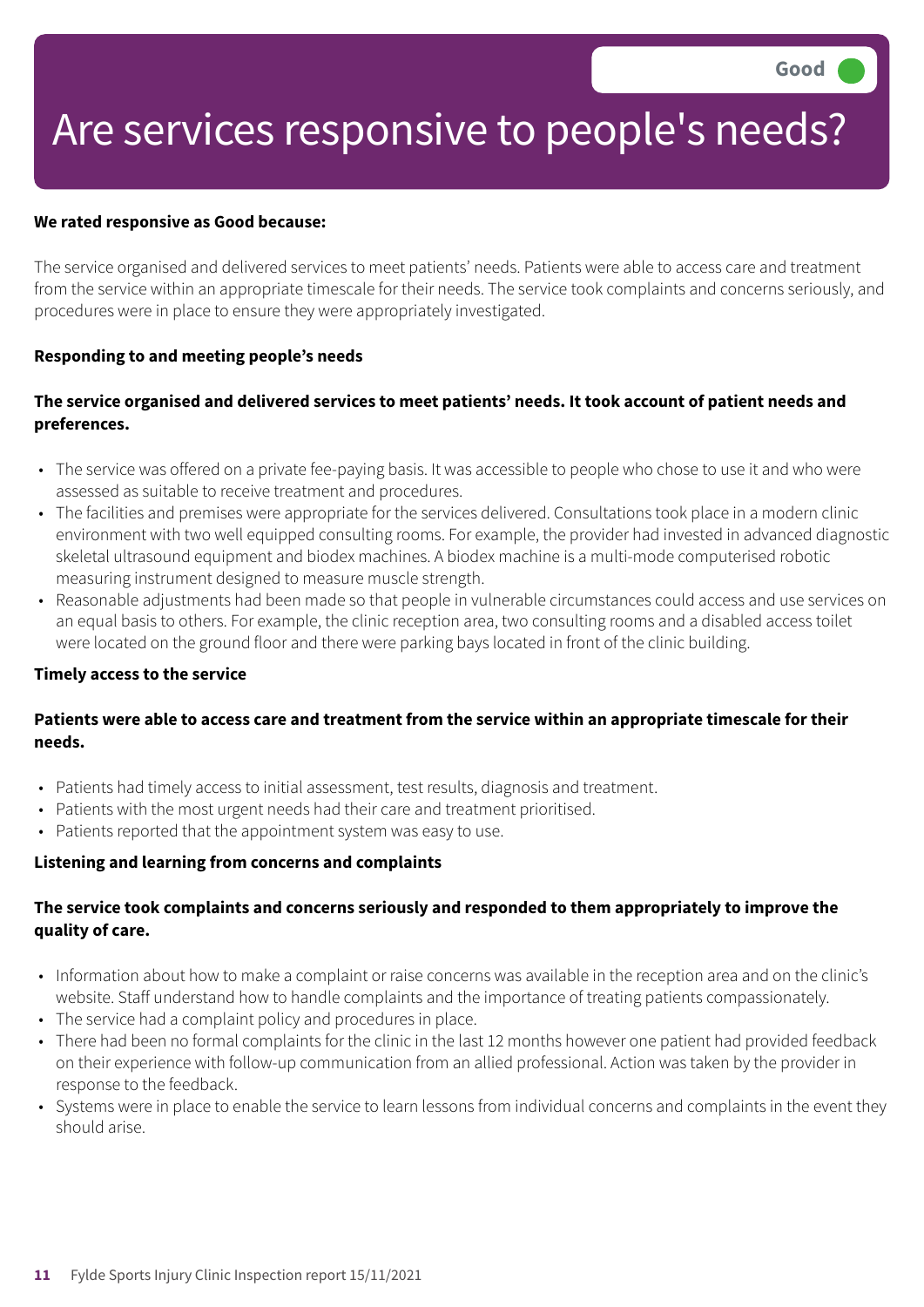Good

# Are services responsive to people's needs?

**We rated responsive as Good because:**

The service organised and delivered services to meet patients' needs. Patients were able to access care and treatment from the service within an appropriate timescale for their needs. The service took complaints and concerns seriously, and procedures were in place to ensure they were appropriately investigated.

**Responding to and meeting people's needs**

**The service organised and delivered services to meet patients' needs. It took account of patient needs and preferences.**

- The service was offered on a private fee-paying basis. It was accessible to people who chose to use it and who were assessed as suitable to receive treatment and procedures.
- The facilities and premises were appropriate for the services delivered. Consultations took place in a modern clinic environment with two well equipped consulting rooms. For example, the provider had invested in advanced diagnostic skeletal ultrasound equipment and biodex machines. A biodex machine is a multi-mode computerised robotic measuring instrument designed to measure muscle strength.
- Reasonable adjustments had been made so that people in vulnerable circumstances could access and use services on an equal basis to others. For example, the clinic reception area, two consulting rooms and a disabled access toilet were located on the ground floor and there were parking bays located in front of the clinic building.

**Timely access to the service**

**Patients were able to access care and treatment from the service within an appropriate timescale for their needs.**

- Patients had timely access to initial assessment, test results, diagnosis and treatment.
- Patients with the most urgent needs had their care and treatment prioritised.
- Patients reported that the appointment system was easy to use.

**Listening and learning from concerns and complaints**

**The service took complaints and concerns seriously and responded to them appropriately to improve the quality of care.**

- Information about how to make a complaint or raise concerns was available in the reception area and on the clinic's website. Staff understand how to handle complaints and the importance of treating patients compassionately.
- The service had a complaint policy and procedures in place.
- There had been no formal complaints for the clinic in the last 12 months however one patient had provided feedback on their experience with follow-up communication from an allied professional. Action was taken by the provider in response to the feedback.
- Systems were in place to enable the service to learn lessons from individual concerns and complaints in the event they should arise.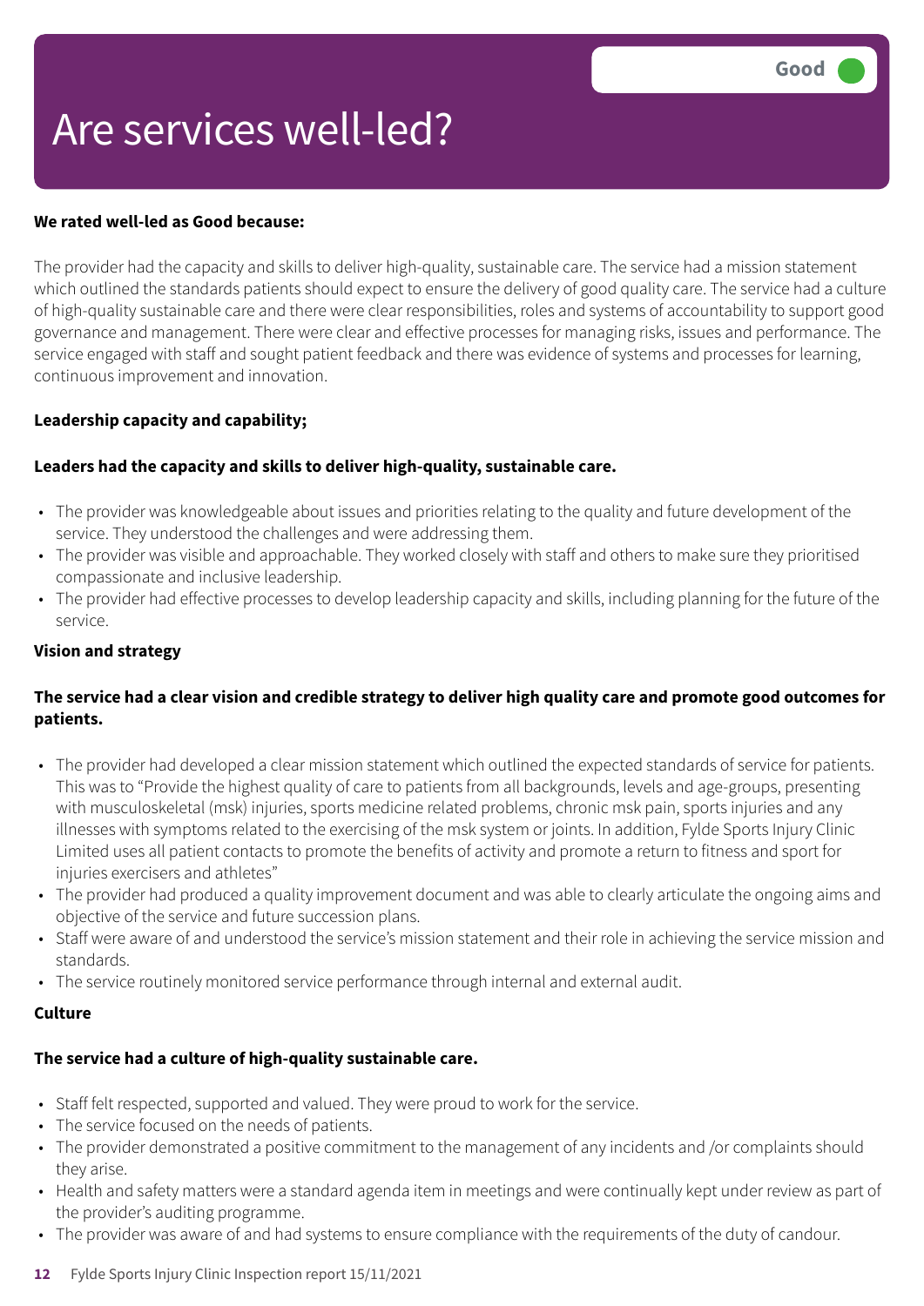# Are services well-led?

Good

**We rated well-led as Good because:**

The provider had the capacity and skills to deliver high-quality, sustainable care. The service had a mission statement which outlined the standards patients should expect to ensure the delivery of good quality care. The service had a culture of high-quality sustainable care and there were clear responsibilities, roles and systems of accountability to support good governance and management. There were clear and effective processes for managing risks, issues and performance. The service engaged with staff and sought patient feedback and there was evidence of systems and processes for learning, continuous improvement and innovation.

**Leadership capacity and capability;**

**Leaders had the capacity and skills to deliver high-quality, sustainable care.**

- The provider was knowledgeable about issues and priorities relating to the quality and future development of the service. They understood the challenges and were addressing them.
- The provider was visible and approachable. They worked closely with staff and others to make sure they prioritised compassionate and inclusive leadership.
- The provider had effective processes to develop leadership capacity and skills, including planning for the future of the service.

**Vision and strategy**

**The service had a clear vision and credible strategy to deliver high quality care and promote good outcomes for patients.**

- The provider had developed a clear mission statement which outlined the expected standards of service for patients. This was to "Provide the highest quality of care to patients from all backgrounds, levels and age-groups, presenting with musculoskeletal (msk) injuries, sports medicine related problems, chronic msk pain, sports injuries and any illnesses with symptoms related to the exercising of the msk system or joints. In addition, Fylde Sports Injury Clinic Limited uses all patient contacts to promote the benefits of activity and promote a return to fitness and sport for injuries exercisers and athletes"
- The provider had produced a quality improvement document and was able to clearly articulate the ongoing aims and objective of the service and future succession plans.
- Staff were aware of and understood the service's mission statement and their role in achieving the service mission and standards.
- The service routinely monitored service performance through internal and external audit.

**Culture**

**The service had a culture of high-quality sustainable care.**

- Staff felt respected, supported and valued. They were proud to work for the service.
- The service focused on the needs of patients.
- The provider demonstrated a positive commitment to the management of any incidents and /or complaints should they arise.
- Health and safety matters were a standard agenda item in meetings and were continually kept under review as part of the provider's auditing programme.
- The provider was aware of and had systems to ensure compliance with the requirements of the duty of candour.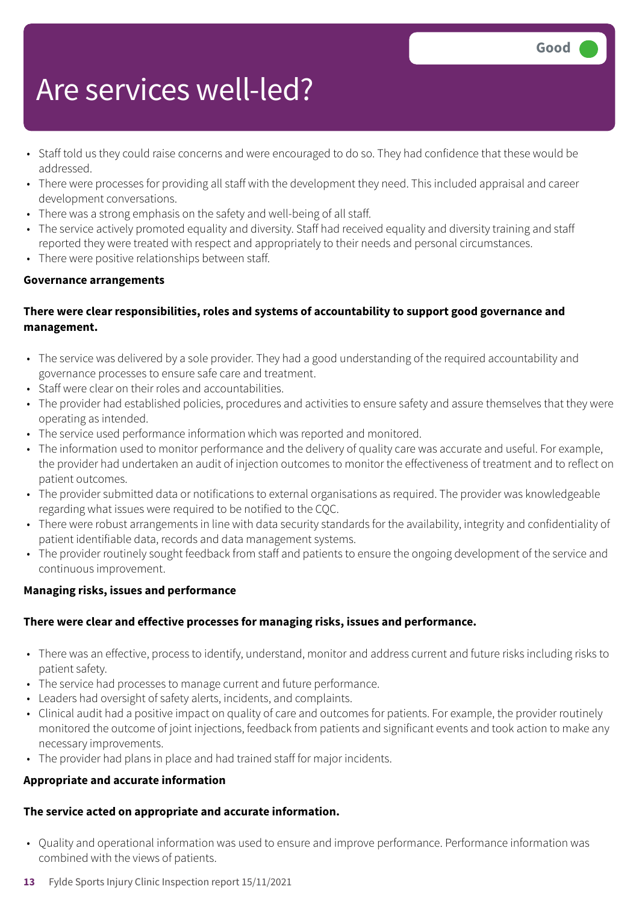# Are services well-led?

Good

- Staff told us they could raise concerns and were encouraged to do so. They had confidence that these would be addressed.
- There were processes for providing all staff with the development they need. This included appraisal and career development conversations.
- There was a strong emphasis on the safety and well-being of all staff.
- The service actively promoted equality and diversity. Staff had received equality and diversity training and staff reported they were treated with respect and appropriately to their needs and personal circumstances.
- There were positive relationships between staff.

**Governance arrangements**

**There were clear responsibilities, roles and systems of accountability to support good governance and management.**

- The service was delivered by a sole provider. They had a good understanding of the required accountability and governance processes to ensure safe care and treatment.
- Staff were clear on their roles and accountabilities.
- The provider had established policies, procedures and activities to ensure safety and assure themselves that they were operating as intended.
- The service used performance information which was reported and monitored.
- The information used to monitor performance and the delivery of quality care was accurate and useful. For example, the provider had undertaken an audit of injection outcomes to monitor the effectiveness of treatment and to reflect on patient outcomes.
- The provider submitted data or notifications to external organisations as required. The provider was knowledgeable regarding what issues were required to be notified to the CQC.
- There were robust arrangements in line with data security standards for the availability, integrity and confidentiality of patient identifiable data, records and data management systems.
- The provider routinely sought feedback from staff and patients to ensure the ongoing development of the service and continuous improvement.

**Managing risks, issues and performance**

**There were clear and effective processes for managing risks, issues and performance.**

- There was an effective, process to identify, understand, monitor and address current and future risks including risks to patient safety.
- The service had processes to manage current and future performance.
- Leaders had oversight of safety alerts, incidents, and complaints.
- Clinical audit had a positive impact on quality of care and outcomes for patients. For example, the provider routinely monitored the outcome of joint injections, feedback from patients and significant events and took action to make any necessary improvements.
- The provider had plans in place and had trained staff for major incidents.

**Appropriate and accurate information**

**The service acted on appropriate and accurate information.**

- Quality and operational information was used to ensure and improve performance. Performance information was combined with the views of patients.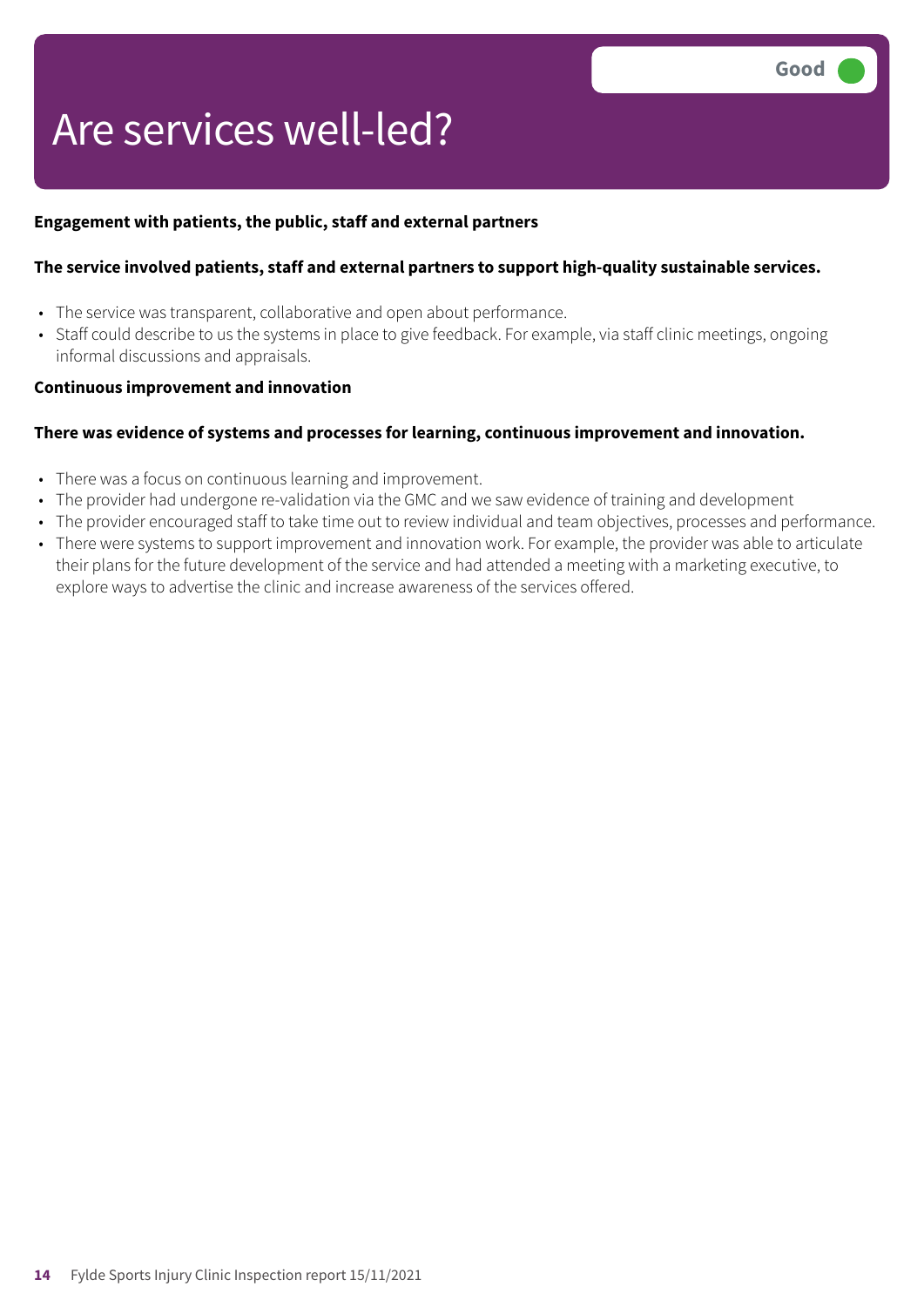# Are services well-led?

Good

**Engagement with patients, the public, staff and external partners**

**The service involved patients, staff and external partners to support high-quality sustainable services.**

- The service was transparent, collaborative and open about performance.
- Staff could describe to us the systems in place to give feedback. For example, via staff clinic meetings, ongoing informal discussions and appraisals.

**Continuous improvement and innovation**

**There was evidence of systems and processes for learning, continuous improvement and innovation.**

- There was a focus on continuous learning and improvement.
- The provider had undergone re-validation via the GMC and we saw evidence of training and development
- The provider encouraged staff to take time out to review individual and team objectives, processes and performance.
- There were systems to support improvement and innovation work. For example, the provider was able to articulate their plans for the future development of the service and had attended a meeting with a marketing executive, to explore ways to advertise the clinic and increase awareness of the services offered.